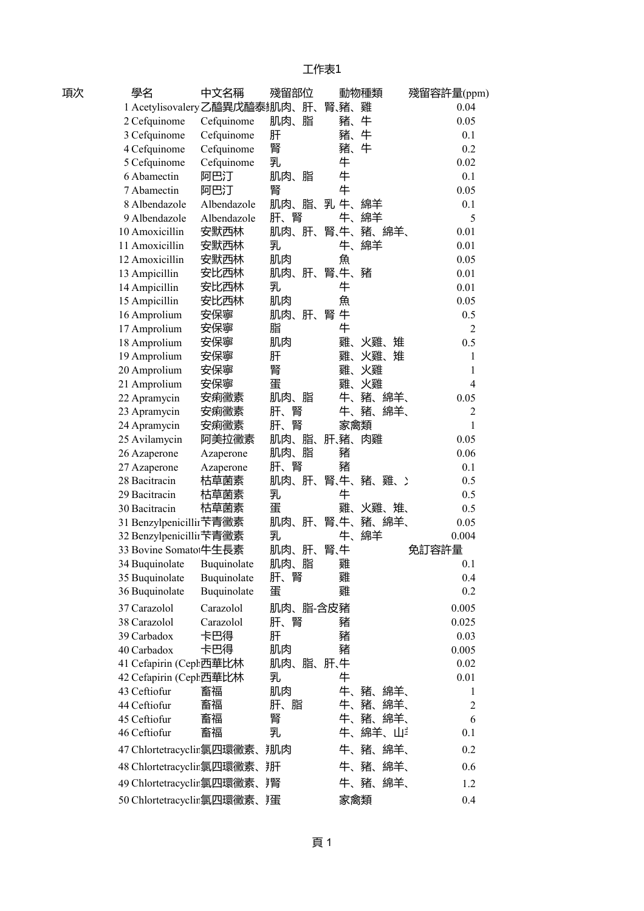# 工作表1

| 項次 | 學名 | 中文名稱 | 殘留部位 | 動物種類 | 殘留容許量(ppm) |
|---|---|---|---|---|---|
| 1 | Acetylisovalery | 乙醯異戊醯泰 | 肌肉、肝、腎、 | 豬、雞 | 0.04 |
| 2 | Cefquinome | Cefquinome | 肌肉、脂 | 豬、牛 | 0.05 |
| 3 | Cefquinome | Cefquinome | 肝 | 豬、牛 | 0.1 |
| 4 | Cefquinome | Cefquinome | 腎 | 豬、牛 | 0.2 |
| 5 | Cefquinome | Cefquinome | 乳 | 牛 | 0.02 |
| 6 | Abamectin | 阿巴汀 | 肌肉、脂 | 牛 | 0.1 |
| 7 | Abamectin | 阿巴汀 | 腎 | 牛 | 0.05 |
| 8 | Albendazole | Albendazole | 肌肉、脂、乳 | 牛、綿羊 | 0.1 |
| 9 | Albendazole | Albendazole | 肝、腎 | 牛、綿羊 | 5 |
| 10 | Amoxicillin | 安默西林 | 肌肉、肝、腎、 | 牛、豬、綿羊、 | 0.01 |
| 11 | Amoxicillin | 安默西林 | 乳 | 牛、綿羊 | 0.01 |
| 12 | Amoxicillin | 安默西林 | 肌肉 | 魚 | 0.05 |
| 13 | Ampicillin | 安比西林 | 肌肉、肝、腎、 | 牛、豬 | 0.01 |
| 14 | Ampicillin | 安比西林 | 乳 | 牛 | 0.01 |
| 15 | Ampicillin | 安比西林 | 肌肉 | 魚 | 0.05 |
| 16 | Amprolium | 安保寧 | 肌肉、肝、腎 | 牛 | 0.5 |
| 17 | Amprolium | 安保寧 | 脂 | 牛 | 2 |
| 18 | Amprolium | 安保寧 | 肌肉 | 雞、火雞、雉 | 0.5 |
| 19 | Amprolium | 安保寧 | 肝 | 雞、火雞、雉 | 1 |
| 20 | Amprolium | 安保寧 | 腎 | 雞、火雞 | 1 |
| 21 | Amprolium | 安保寧 | 蛋 | 雞、火雞 | 4 |
| 22 | Apramycin | 安痢黴素 | 肌肉、脂 | 牛、豬、綿羊、 | 0.05 |
| 23 | Apramycin | 安痢黴素 | 肝、腎 | 牛、豬、綿羊、 | 2 |
| 24 | Apramycin | 安痢黴素 | 肝、腎 | 家禽類 | 1 |
| 25 | Avilamycin | 阿美拉黴素 | 肌肉、脂、肝、 | 豬、肉雞 | 0.05 |
| 26 | Azaperone | Azaperone | 肌肉、脂 | 豬 | 0.06 |
| 27 | Azaperone | Azaperone | 肝、腎 | 豬 | 0.1 |
| 28 | Bacitracin | 枯草菌素 | 肌肉、肝、腎、 | 牛、豬、雞、 | 0.5 |
| 29 | Bacitracin | 枯草菌素 | 乳 | 牛 | 0.5 |
| 30 | Bacitracin | 枯草菌素 | 蛋 | 雞、火雞、雉、 | 0.5 |
| 31 | Benzylpenicillin | 苄青黴素 | 肌肉、肝、腎、 | 牛、豬、綿羊、 | 0.05 |
| 32 | Benzylpenicillin | 苄青黴素 | 乳 | 牛、綿羊 | 0.004 |
| 33 | Bovine Somato | 牛生長素 | 肌肉、肝、腎、 | 牛 | 免訂容許量 |
| 34 | Buquinolate | Buquinolate | 肌肉、脂 | 雞 | 0.1 |
| 35 | Buquinolate | Buquinolate | 肝、腎 | 雞 | 0.4 |
| 36 | Buquinolate | Buquinolate | 蛋 | 雞 | 0.2 |
| 37 | Carazolol | Carazolol | 肌肉、脂-含皮 | 豬 | 0.005 |
| 38 | Carazolol | Carazolol | 肝、腎 | 豬 | 0.025 |
| 39 | Carbadox | 卡巴得 | 肝 | 豬 | 0.03 |
| 40 | Carbadox | 卡巴得 | 肌肉 | 豬 | 0.005 |
| 41 | Cefapirin (Ceph | 西華比林 | 肌肉、脂、肝、 | 牛 | 0.02 |
| 42 | Cefapirin (Ceph | 西華比林 | 乳 | 牛 | 0.01 |
| 43 | Ceftiofur | 畜福 | 肌肉 | 牛、豬、綿羊、 | 1 |
| 44 | Ceftiofur | 畜福 | 肝、脂 | 牛、豬、綿羊、 | 2 |
| 45 | Ceftiofur | 畜福 | 腎 | 牛、豬、綿羊、 | 6 |
| 46 | Ceftiofur | 畜福 | 乳 | 牛、綿羊、山 | 0.1 |
| 47 | Chlortetracyclin | 氯四環黴素、 | 肌肉 | 牛、豬、綿羊、 | 0.2 |
| 48 | Chlortetracyclin | 氯四環黴素、 | 肝 | 牛、豬、綿羊、 | 0.6 |
| 49 | Chlortetracyclin | 氯四環黴素、 | 腎 | 牛、豬、綿羊、 | 1.2 |
| 50 | Chlortetracyclin | 氯四環黴素、 | 蛋 | 家禽類 | 0.4 |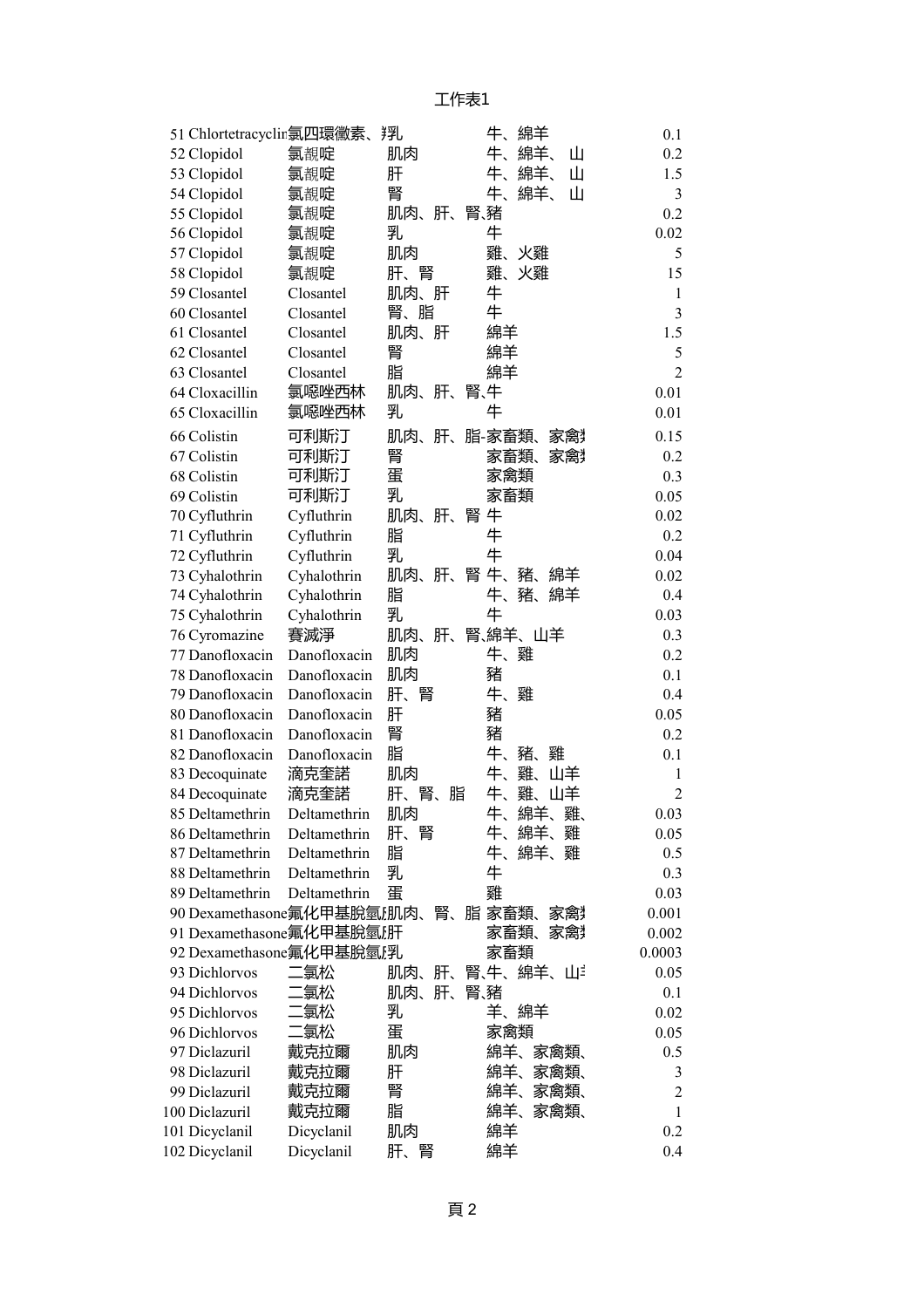| | | | | | |
|---|---|---|---|---|---|
| 51 | Chlortetracyclin | 氯四環黴素、羥 | 乳 | 牛、綿羊 | 0.1 |
| 52 | Clopidol | 氯靚啶 | 肌肉 | 牛、綿羊、山 | 0.2 |
| 53 | Clopidol | 氯靚啶 | 肝 | 牛、綿羊、山 | 1.5 |
| 54 | Clopidol | 氯靚啶 | 腎 | 牛、綿羊、山 | 3 |
| 55 | Clopidol | 氯靚啶 | 肌肉、肝、腎、 | 豬 | 0.2 |
| 56 | Clopidol | 氯靚啶 | 乳 | 牛 | 0.02 |
| 57 | Clopidol | 氯靚啶 | 肌肉 | 雞、火雞 | 5 |
| 58 | Clopidol | 氯靚啶 | 肝、腎 | 雞、火雞 | 15 |
| 59 | Closantel | Closantel | 肌肉、肝 | 牛 | 1 |
| 60 | Closantel | Closantel | 腎、脂 | 牛 | 3 |
| 61 | Closantel | Closantel | 肌肉、肝 | 綿羊 | 1.5 |
| 62 | Closantel | Closantel | 腎 | 綿羊 | 5 |
| 63 | Closantel | Closantel | 脂 | 綿羊 | 2 |
| 64 | Cloxacillin | 氯噁唑西林 | 肌肉、肝、腎、 | 牛 | 0.01 |
| 65 | Cloxacillin | 氯噁唑西林 | 乳 | 牛 | 0.01 |
| 66 | Colistin | 可利斯汀 | 肌肉、肝、脂 | 家畜類、家禽類 | 0.15 |
| 67 | Colistin | 可利斯汀 | 腎 | 家畜類、家禽類 | 0.2 |
| 68 | Colistin | 可利斯汀 | 蛋 | 家禽類 | 0.3 |
| 69 | Colistin | 可利斯汀 | 乳 | 家畜類 | 0.05 |
| 70 | Cyfluthrin | Cyfluthrin | 肌肉、肝、腎 | 牛 | 0.02 |
| 71 | Cyfluthrin | Cyfluthrin | 脂 | 牛 | 0.2 |
| 72 | Cyfluthrin | Cyfluthrin | 乳 | 牛 | 0.04 |
| 73 | Cyhalothrin | Cyhalothrin | 肌肉、肝、腎 | 牛、豬、綿羊 | 0.02 |
| 74 | Cyhalothrin | Cyhalothrin | 脂 | 牛、豬、綿羊 | 0.4 |
| 75 | Cyhalothrin | Cyhalothrin | 乳 | 牛 | 0.03 |
| 76 | Cyromazine | 賽滅淨 | 肌肉、肝、腎、 | 綿羊、山羊 | 0.3 |
| 77 | Danofloxacin | Danofloxacin | 肌肉 | 牛、雞 | 0.2 |
| 78 | Danofloxacin | Danofloxacin | 肌肉 | 豬 | 0.1 |
| 79 | Danofloxacin | Danofloxacin | 肝、腎 | 牛、雞 | 0.4 |
| 80 | Danofloxacin | Danofloxacin | 肝 | 豬 | 0.05 |
| 81 | Danofloxacin | Danofloxacin | 腎 | 豬 | 0.2 |
| 82 | Danofloxacin | Danofloxacin | 脂 | 牛、豬、雞 | 0.1 |
| 83 | Decoquinate | 滴克奎諾 | 肌肉 | 牛、雞、山羊 | 1 |
| 84 | Decoquinate | 滴克奎諾 | 肝、腎、脂 | 牛、雞、山羊 | 2 |
| 85 | Deltamethrin | Deltamethrin | 肌肉 | 牛、綿羊、雞、 | 0.03 |
| 86 | Deltamethrin | Deltamethrin | 肝、腎 | 牛、綿羊、雞 | 0.05 |
| 87 | Deltamethrin | Deltamethrin | 脂 | 牛、綿羊、雞 | 0.5 |
| 88 | Deltamethrin | Deltamethrin | 乳 | 牛 | 0.3 |
| 89 | Deltamethrin | Deltamethrin | 蛋 | 雞 | 0.03 |
| 90 | Dexamethasone | 氟化甲基脫氫 | 肌肉、腎、脂 | 家畜類、家禽類 | 0.001 |
| 91 | Dexamethasone | 氟化甲基脫氫 | 肝 | 家畜類、家禽類 | 0.002 |
| 92 | Dexamethasone | 氟化甲基脫氫 | 乳 | 家畜類 | 0.0003 |
| 93 | Dichlorvos | 二氯松 | 肌肉、肝、腎、 | 牛、綿羊、山 | 0.05 |
| 94 | Dichlorvos | 二氯松 | 肌肉、肝、腎、 | 豬 | 0.1 |
| 95 | Dichlorvos | 二氯松 | 乳 | 羊、綿羊 | 0.02 |
| 96 | Dichlorvos | 二氯松 | 蛋 | 家禽類 | 0.05 |
| 97 | Diclazuril | 戴克拉爾 | 肌肉 | 綿羊、家禽類、 | 0.5 |
| 98 | Diclazuril | 戴克拉爾 | 肝 | 綿羊、家禽類、 | 3 |
| 99 | Diclazuril | 戴克拉爾 | 腎 | 綿羊、家禽類、 | 2 |
| 100 | Diclazuril | 戴克拉爾 | 脂 | 綿羊、家禽類、 | 1 |
| 101 | Dicyclanil | Dicyclanil | 肌肉 | 綿羊 | 0.2 |
| 102 | Dicyclanil | Dicyclanil | 肝、腎 | 綿羊 | 0.4 |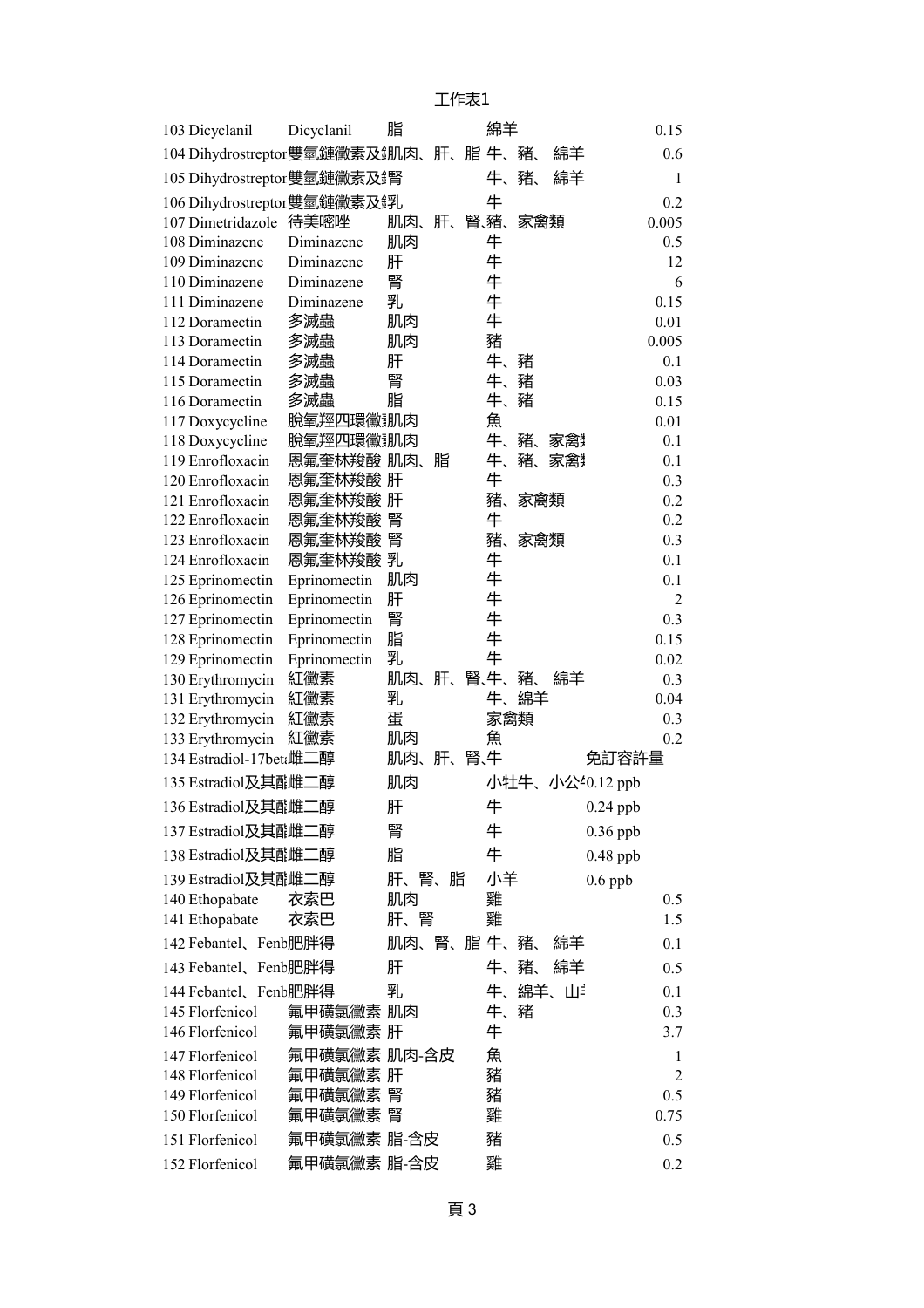工作表1

| | | | | | |
|---|---|---|---|---|---|
| 103 | Dicyclanil | Dicyclanil | 脂 | 綿羊 | 0.15 |
| 104 | Dihydrostreptor | 雙氫鏈黴素及鏈 | 肌肉、肝、脂 | 牛、豬、綿羊 | 0.6 |
| 105 | Dihydrostreptor | 雙氫鏈黴素及鏈 | 腎 | 牛、豬、綿羊 | 1 |
| 106 | Dihydrostreptor | 雙氫鏈黴素及鏈 | 乳 | 牛 | 0.2 |
| 107 | Dimetridazole | 待美嘧唑 | 肌肉、肝、腎、 | 豬、家禽類 | 0.005 |
| 108 | Diminazene | Diminazene | 肌肉 | 牛 | 0.5 |
| 109 | Diminazene | Diminazene | 肝 | 牛 | 12 |
| 110 | Diminazene | Diminazene | 腎 | 牛 | 6 |
| 111 | Diminazene | Diminazene | 乳 | 牛 | 0.15 |
| 112 | Doramectin | 多滅蟲 | 肌肉 | 牛 | 0.01 |
| 113 | Doramectin | 多滅蟲 | 肌肉 | 豬 | 0.005 |
| 114 | Doramectin | 多滅蟲 | 肝 | 牛、豬 | 0.1 |
| 115 | Doramectin | 多滅蟲 | 腎 | 牛、豬 | 0.03 |
| 116 | Doramectin | 多滅蟲 | 脂 | 牛、豬 | 0.15 |
| 117 | Doxycycline | 脫氧羥四環黴 | 肌肉 | 魚 | 0.01 |
| 118 | Doxycycline | 脫氧羥四環黴 | 肌肉 | 牛、豬、家禽 | 0.1 |
| 119 | Enrofloxacin | 恩氟奎林羧酸 | 肌肉、脂 | 牛、豬、家禽 | 0.1 |
| 120 | Enrofloxacin | 恩氟奎林羧酸 | 肝 | 牛 | 0.3 |
| 121 | Enrofloxacin | 恩氟奎林羧酸 | 肝 | 豬、家禽類 | 0.2 |
| 122 | Enrofloxacin | 恩氟奎林羧酸 | 腎 | 牛 | 0.2 |
| 123 | Enrofloxacin | 恩氟奎林羧酸 | 腎 | 豬、家禽類 | 0.3 |
| 124 | Enrofloxacin | 恩氟奎林羧酸 | 乳 | 牛 | 0.1 |
| 125 | Eprinomectin | Eprinomectin | 肌肉 | 牛 | 0.1 |
| 126 | Eprinomectin | Eprinomectin | 肝 | 牛 | 2 |
| 127 | Eprinomectin | Eprinomectin | 腎 | 牛 | 0.3 |
| 128 | Eprinomectin | Eprinomectin | 脂 | 牛 | 0.15 |
| 129 | Eprinomectin | Eprinomectin | 乳 | 牛 | 0.02 |
| 130 | Erythromycin | 紅黴素 | 肌肉、肝、腎、 | 牛、豬、綿羊 | 0.3 |
| 131 | Erythromycin | 紅黴素 | 乳 | 牛、綿羊 | 0.04 |
| 132 | Erythromycin | 紅黴素 | 蛋 | 家禽類 | 0.3 |
| 133 | Erythromycin | 紅黴素 | 肌肉 | 魚 | 0.2 |
| 134 | Estradiol-17beta | 雌二醇 | 肌肉、肝、腎、 | 牛 | 免訂容許量 |
| 135 | Estradiol及其酯 | 雌二醇 | 肌肉 | 小牡牛、小公牛 | 0.12 ppb |
| 136 | Estradiol及其酯 | 雌二醇 | 肝 | 牛 | 0.24 ppb |
| 137 | Estradiol及其酯 | 雌二醇 | 腎 | 牛 | 0.36 ppb |
| 138 | Estradiol及其酯 | 雌二醇 | 脂 | 牛 | 0.48 ppb |
| 139 | Estradiol及其酯 | 雌二醇 | 肝、腎、脂 | 小羊 | 0.6 ppb |
| 140 | Ethopabate | 衣索巴 | 肌肉 | 雞 | 0.5 |
| 141 | Ethopabate | 衣索巴 | 肝、腎 | 雞 | 1.5 |
| 142 | Febantel、Fenb | 肥胖得 | 肌肉、腎、脂 | 牛、豬、綿羊 | 0.1 |
| 143 | Febantel、Fenb | 肥胖得 | 肝 | 牛、豬、綿羊 | 0.5 |
| 144 | Febantel、Fenb | 肥胖得 | 乳 | 牛、綿羊、山 | 0.1 |
| 145 | Florfenicol | 氟甲磺氯黴素 | 肌肉 | 牛、豬 | 0.3 |
| 146 | Florfenicol | 氟甲磺氯黴素 | 肝 | 牛 | 3.7 |
| 147 | Florfenicol | 氟甲磺氯黴素 | 肌肉-含皮 | 魚 | 1 |
| 148 | Florfenicol | 氟甲磺氯黴素 | 肝 | 豬 | 2 |
| 149 | Florfenicol | 氟甲磺氯黴素 | 腎 | 豬 | 0.5 |
| 150 | Florfenicol | 氟甲磺氯黴素 | 腎 | 雞 | 0.75 |
| 151 | Florfenicol | 氟甲磺氯黴素 | 脂-含皮 | 豬 | 0.5 |
| 152 | Florfenicol | 氟甲磺氯黴素 | 脂-含皮 | 雞 | 0.2 |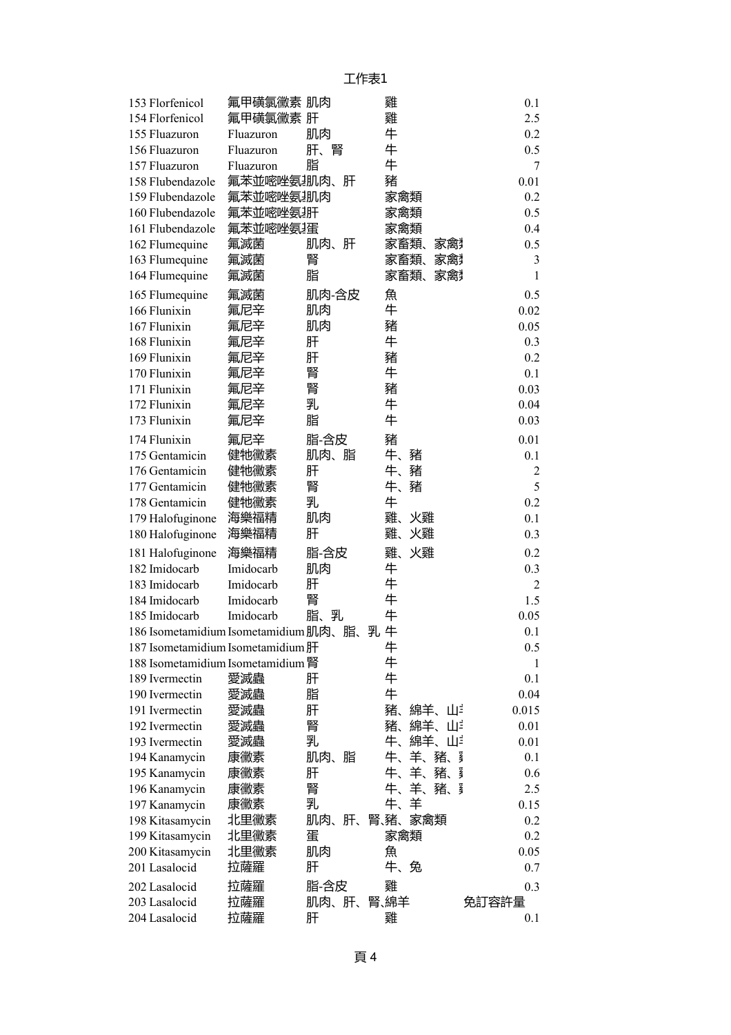| | | | | | |
|---|---|---|---|---|---|
| 153 | Florfenicol | 氟甲磺氯黴素 | 肌肉 | 雞 | 0.1 |
| 154 | Florfenicol | 氟甲磺氯黴素 | 肝 | 雞 | 2.5 |
| 155 | Fluazuron | Fluazuron | 肌肉 | 牛 | 0.2 |
| 156 | Fluazuron | Fluazuron | 肝、腎 | 牛 | 0.5 |
| 157 | Fluazuron | Fluazuron | 脂 | 牛 | 7 |
| 158 | Flubendazole | 氟苯並嘧唑氨 | 肌肉、肝 | 豬 | 0.01 |
| 159 | Flubendazole | 氟苯並嘧唑氨 | 肌肉 | 家禽類 | 0.2 |
| 160 | Flubendazole | 氟苯並嘧唑氨 | 肝 | 家禽類 | 0.5 |
| 161 | Flubendazole | 氟苯並嘧唑氨 | 蛋 | 家禽類 | 0.4 |
| 162 | Flumequine | 氟滅菌 | 肌肉、肝 | 家畜類、家禽 | 0.5 |
| 163 | Flumequine | 氟滅菌 | 腎 | 家畜類、家禽 | 3 |
| 164 | Flumequine | 氟滅菌 | 脂 | 家畜類、家禽 | 1 |
| 165 | Flumequine | 氟滅菌 | 肌肉-含皮 | 魚 | 0.5 |
| 166 | Flunixin | 氟尼辛 | 肌肉 | 牛 | 0.02 |
| 167 | Flunixin | 氟尼辛 | 肌肉 | 豬 | 0.05 |
| 168 | Flunixin | 氟尼辛 | 肝 | 牛 | 0.3 |
| 169 | Flunixin | 氟尼辛 | 肝 | 豬 | 0.2 |
| 170 | Flunixin | 氟尼辛 | 腎 | 牛 | 0.1 |
| 171 | Flunixin | 氟尼辛 | 腎 | 豬 | 0.03 |
| 172 | Flunixin | 氟尼辛 | 乳 | 牛 | 0.04 |
| 173 | Flunixin | 氟尼辛 | 脂 | 牛 | 0.03 |
| 174 | Flunixin | 氟尼辛 | 脂-含皮 | 豬 | 0.01 |
| 175 | Gentamicin | 健牠黴素 | 肌肉、脂 | 牛、豬 | 0.1 |
| 176 | Gentamicin | 健牠黴素 | 肝 | 牛、豬 | 2 |
| 177 | Gentamicin | 健牠黴素 | 腎 | 牛、豬 | 5 |
| 178 | Gentamicin | 健牠黴素 | 乳 | 牛 | 0.2 |
| 179 | Halofuginone | 海樂福精 | 肌肉 | 雞、火雞 | 0.1 |
| 180 | Halofuginone | 海樂福精 | 肝 | 雞、火雞 | 0.3 |
| 181 | Halofuginone | 海樂福精 | 脂-含皮 | 雞、火雞 | 0.2 |
| 182 | Imidocarb | Imidocarb | 肌肉 | 牛 | 0.3 |
| 183 | Imidocarb | Imidocarb | 肝 | 牛 | 2 |
| 184 | Imidocarb | Imidocarb | 腎 | 牛 | 1.5 |
| 185 | Imidocarb | Imidocarb | 脂、乳 | 牛 | 0.05 |
| 186 | Isometamidium | Isometamidium | 肌肉、脂、乳 | 牛 | 0.1 |
| 187 | Isometamidium | Isometamidium | 肝 | 牛 | 0.5 |
| 188 | Isometamidium | Isometamidium | 腎 | 牛 | 1 |
| 189 | Ivermectin | 愛滅蟲 | 肝 | 牛 | 0.1 |
| 190 | Ivermectin | 愛滅蟲 | 脂 | 牛 | 0.04 |
| 191 | Ivermectin | 愛滅蟲 | 肝 | 豬、綿羊、山 | 0.015 |
| 192 | Ivermectin | 愛滅蟲 | 腎 | 豬、綿羊、山 | 0.01 |
| 193 | Ivermectin | 愛滅蟲 | 乳 | 牛、綿羊、山 | 0.01 |
| 194 | Kanamycin | 康黴素 | 肌肉、脂 | 牛、羊、豬、 | 0.1 |
| 195 | Kanamycin | 康黴素 | 肝 | 牛、羊、豬、 | 0.6 |
| 196 | Kanamycin | 康黴素 | 腎 | 牛、羊、豬、 | 2.5 |
| 197 | Kanamycin | 康黴素 | 乳 | 牛、羊 | 0.15 |
| 198 | Kitasamycin | 北里黴素 | 肌肉、肝、腎 | 豬、家禽類 | 0.2 |
| 199 | Kitasamycin | 北里黴素 | 蛋 | 家禽類 | 0.2 |
| 200 | Kitasamycin | 北里黴素 | 肌肉 | 魚 | 0.05 |
| 201 | Lasalocid | 拉薩羅 | 肝 | 牛、兔 | 0.7 |
| 202 | Lasalocid | 拉薩羅 | 脂-含皮 | 雞 | 0.3 |
| 203 | Lasalocid | 拉薩羅 | 肌肉、肝、腎 | 綿羊 | 免訂容許量 |
| 204 | Lasalocid | 拉薩羅 | 肝 | 雞 | 0.1 |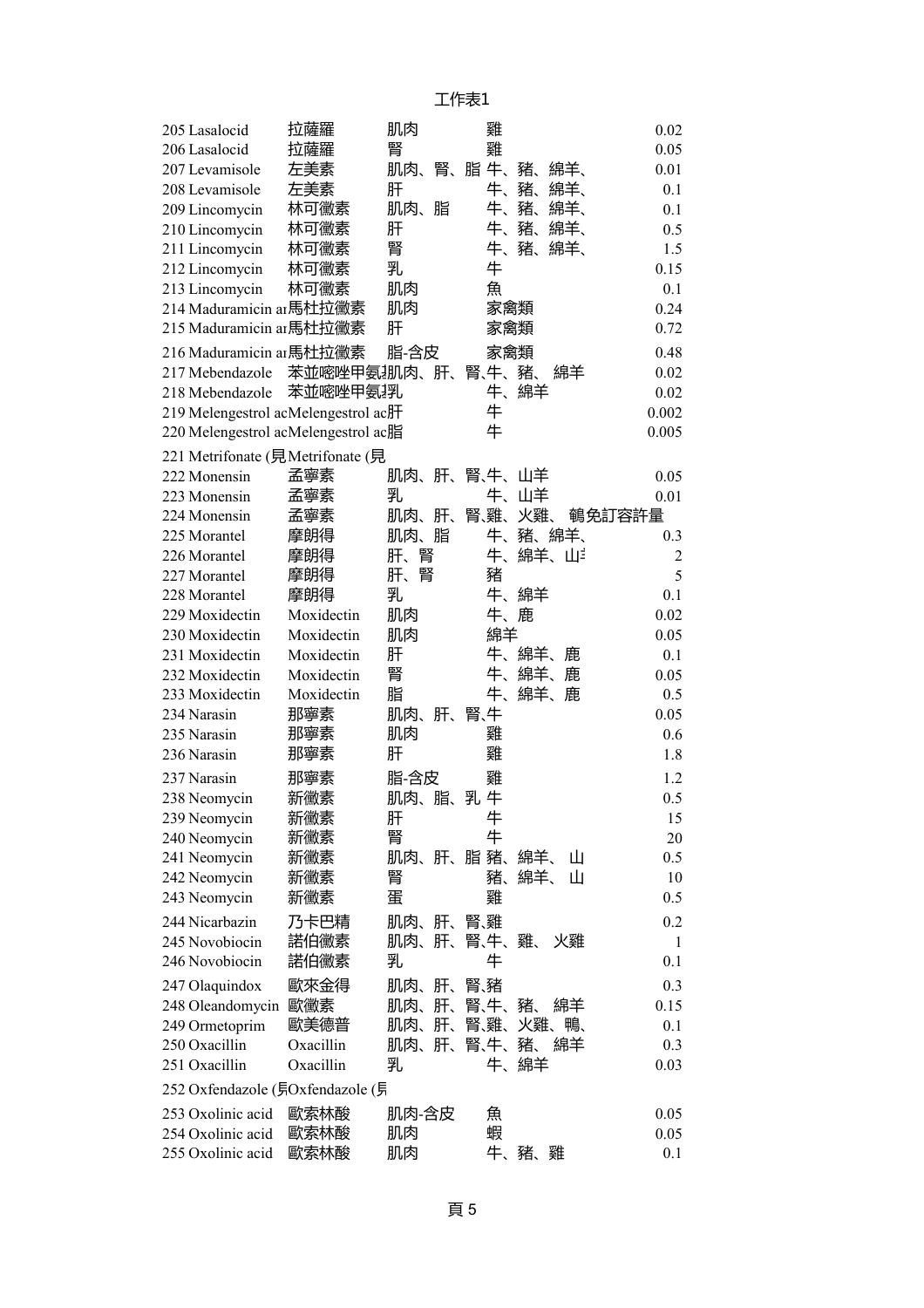# 工作表1

| | | | | | |
|---|---|---|---|---|---|
| 205 | Lasalocid | 拉薩羅 | 肌肉 | 雞 | 0.02 |
| 206 | Lasalocid | 拉薩羅 | 腎 | 雞 | 0.05 |
| 207 | Levamisole | 左美素 | 肌肉、腎、脂 | 牛、豬、綿羊、 | 0.01 |
| 208 | Levamisole | 左美素 | 肝 | 牛、豬、綿羊、 | 0.1 |
| 209 | Lincomycin | 林可黴素 | 肌肉、脂 | 牛、豬、綿羊、 | 0.1 |
| 210 | Lincomycin | 林可黴素 | 肝 | 牛、豬、綿羊、 | 0.5 |
| 211 | Lincomycin | 林可黴素 | 腎 | 牛、豬、綿羊、 | 1.5 |
| 212 | Lincomycin | 林可黴素 | 乳 | 牛 | 0.15 |
| 213 | Lincomycin | 林可黴素 | 肌肉 | 魚 | 0.1 |
| 214 | Maduramicin ar | 馬杜拉黴素 | 肌肉 | 家禽類 | 0.24 |
| 215 | Maduramicin ar | 馬杜拉黴素 | 肝 | 家禽類 | 0.72 |
| 216 | Maduramicin ar | 馬杜拉黴素 | 脂-含皮 | 家禽類 | 0.48 |
| 217 | Mebendazole | 苯並嘧唑甲氨 | 肌肉、肝、腎、 | 牛、豬、 綿羊 | 0.02 |
| 218 | Mebendazole | 苯並嘧唑甲氨 | 乳 | 牛、綿羊 | 0.02 |
| 219 | Melengestrol ac | Melengestrol ac | 肝 | 牛 | 0.002 |
| 220 | Melengestrol ac | Melengestrol ac | 脂 | 牛 | 0.005 |
| 221 | Metrifonate (見 | Metrifonate (見 | | | |
| 222 | Monensin | 孟寧素 | 肌肉、肝、腎、 | 牛、山羊 | 0.05 |
| 223 | Monensin | 孟寧素 | 乳 | 牛、山羊 | 0.01 |
| 224 | Monensin | 孟寧素 | 肌肉、肝、腎、 | 雞、火雞、 鵪免訂容許量 | |
| 225 | Morantel | 摩朗得 | 肌肉、脂 | 牛、豬、綿羊、 | 0.3 |
| 226 | Morantel | 摩朗得 | 肝、腎 | 牛、綿羊、山 | 2 |
| 227 | Morantel | 摩朗得 | 肝、腎 | 豬 | 5 |
| 228 | Morantel | 摩朗得 | 乳 | 牛、綿羊 | 0.1 |
| 229 | Moxidectin | Moxidectin | 肌肉 | 牛、鹿 | 0.02 |
| 230 | Moxidectin | Moxidectin | 肌肉 | 綿羊 | 0.05 |
| 231 | Moxidectin | Moxidectin | 肝 | 牛、綿羊、鹿 | 0.1 |
| 232 | Moxidectin | Moxidectin | 腎 | 牛、綿羊、鹿 | 0.05 |
| 233 | Moxidectin | Moxidectin | 脂 | 牛、綿羊、鹿 | 0.5 |
| 234 | Narasin | 那寧素 | 肌肉、肝、腎、 | 牛 | 0.05 |
| 235 | Narasin | 那寧素 | 肌肉 | 雞 | 0.6 |
| 236 | Narasin | 那寧素 | 肝 | 雞 | 1.8 |
| 237 | Narasin | 那寧素 | 脂-含皮 | 雞 | 1.2 |
| 238 | Neomycin | 新黴素 | 肌肉、脂、乳 | 牛 | 0.5 |
| 239 | Neomycin | 新黴素 | 肝 | 牛 | 15 |
| 240 | Neomycin | 新黴素 | 腎 | 牛 | 20 |
| 241 | Neomycin | 新黴素 | 肌肉、肝、脂 | 豬、綿羊、 山 | 0.5 |
| 242 | Neomycin | 新黴素 | 腎 | 豬、綿羊、 山 | 10 |
| 243 | Neomycin | 新黴素 | 蛋 | 雞 | 0.5 |
| 244 | Nicarbazin | 乃卡巴精 | 肌肉、肝、腎、 | 雞 | 0.2 |
| 245 | Novobiocin | 諾伯黴素 | 肌肉、肝、腎、 | 牛、雞、 火雞 | 1 |
| 246 | Novobiocin | 諾伯黴素 | 乳 | 牛 | 0.1 |
| 247 | Olaquindox | 歐來金得 | 肌肉、肝、腎、 | 豬 | 0.3 |
| 248 | Oleandomycin | 歐黴素 | 肌肉、肝、腎、 | 牛、豬、 綿羊 | 0.15 |
| 249 | Ormetoprim | 歐美德普 | 肌肉、肝、腎、 | 雞、火雞、鴨、 | 0.1 |
| 250 | Oxacillin | Oxacillin | 肌肉、肝、腎、 | 牛、豬、 綿羊 | 0.3 |
| 251 | Oxacillin | Oxacillin | 乳 | 牛、綿羊 | 0.03 |
| 252 | Oxfendazole (貝 | Oxfendazole (貝 | | | |
| 253 | Oxolinic acid | 歐索林酸 | 肌肉-含皮 | 魚 | 0.05 |
| 254 | Oxolinic acid | 歐索林酸 | 肌肉 | 蝦 | 0.05 |
| 255 | Oxolinic acid | 歐索林酸 | 肌肉 | 牛、豬、雞 | 0.1 |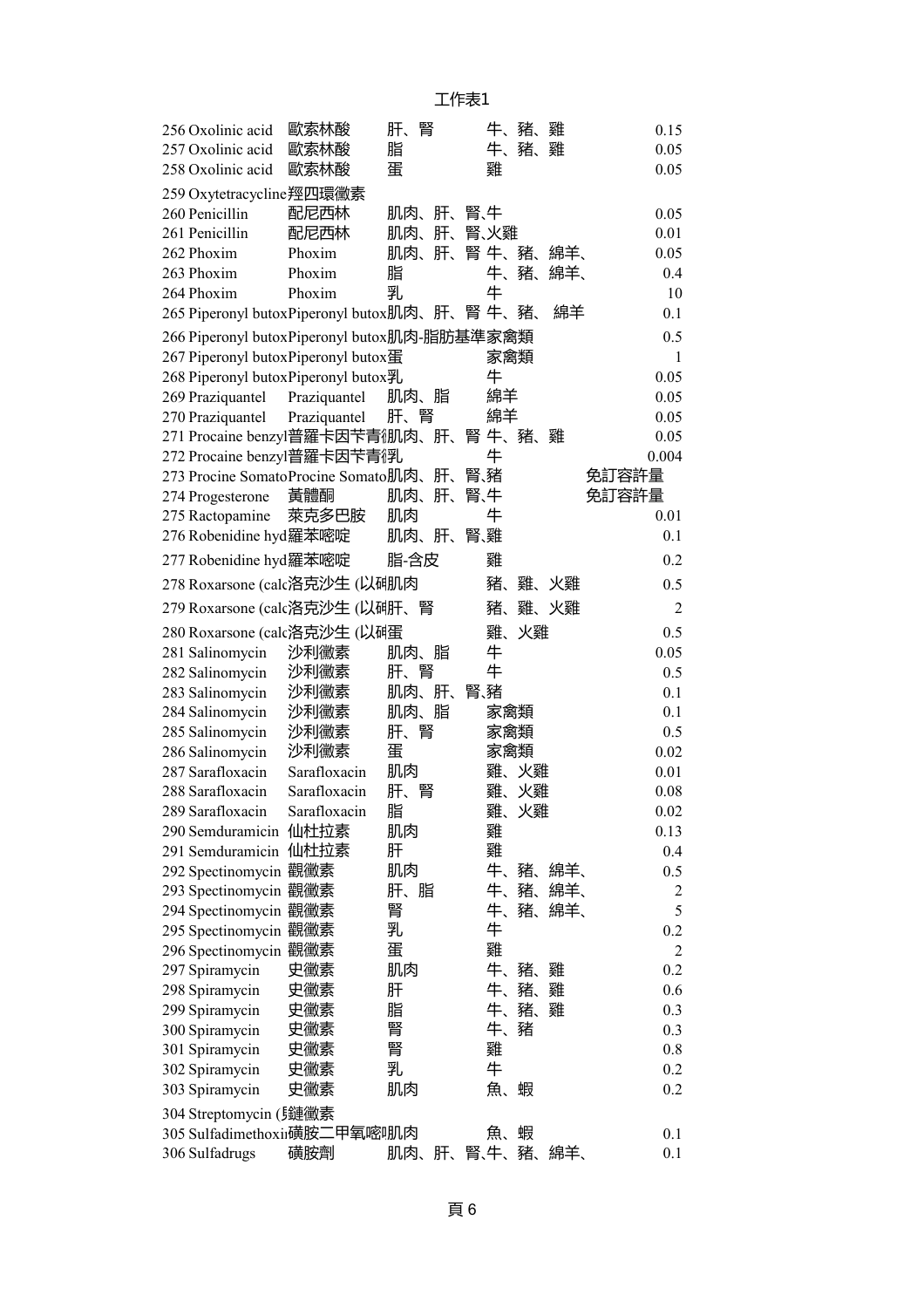| | | | | | |
|---|---|---|---|---|---|
| 256 | Oxolinic acid | 歐索林酸 | 肝、腎 | 牛、豬、雞 | 0.15 |
| 257 | Oxolinic acid | 歐索林酸 | 脂 | 牛、豬、雞 | 0.05 |
| 258 | Oxolinic acid | 歐索林酸 | 蛋 | 雞 | 0.05 |
| 259 | Oxytetracycline | 羥四環黴素 | | | |
| 260 | Penicillin | 配尼西林 | 肌肉、肝、腎 | 牛 | 0.05 |
| 261 | Penicillin | 配尼西林 | 肌肉、肝、腎 | 火雞 | 0.01 |
| 262 | Phoxim | Phoxim | 肌肉、肝、腎 | 牛、豬、綿羊、 | 0.05 |
| 263 | Phoxim | Phoxim | 脂 | 牛、豬、綿羊、 | 0.4 |
| 264 | Phoxim | Phoxim | 乳 | 牛 | 10 |
| 265 | Piperonyl butox | Piperonyl butox | 肌肉、肝、腎 | 牛、豬、 綿羊 | 0.1 |
| 266 | Piperonyl butox | Piperonyl butox | 肌肉-脂肪基準 | 家禽類 | 0.5 |
| 267 | Piperonyl butox | Piperonyl butox | 蛋 | 家禽類 | 1 |
| 268 | Piperonyl butox | Piperonyl butox | 乳 | 牛 | 0.05 |
| 269 | Praziquantel | Praziquantel | 肌肉、脂 | 綿羊 | 0.05 |
| 270 | Praziquantel | Praziquantel | 肝、腎 | 綿羊 | 0.05 |
| 271 | Procaine benzyl | 普羅卡因苄青徽 | 肌肉、肝、腎 | 牛、豬、雞 | 0.05 |
| 272 | Procaine benzyl | 普羅卡因苄青徽 | 乳 | 牛 | 0.004 |
| 273 | Procine Somato | Procine Somato | 肌肉、肝、腎 | 豬 | 免訂容許量 |
| 274 | Progesterone | 黃體酮 | 肌肉、肝、腎 | 牛 | 免訂容許量 |
| 275 | Ractopamine | 萊克多巴胺 | 肌肉 | 牛 | 0.01 |
| 276 | Robenidine hyd | 羅苯嘧啶 | 肌肉、肝、腎 | 雞 | 0.1 |
| 277 | Robenidine hyd | 羅苯嘧啶 | 脂-含皮 | 雞 | 0.2 |
| 278 | Roxarsone (calc | 洛克沙生 (以砷 | 肌肉 | 豬、雞、火雞 | 0.5 |
| 279 | Roxarsone (calc | 洛克沙生 (以砷 | 肝、腎 | 豬、雞、火雞 | 2 |
| 280 | Roxarsone (calc | 洛克沙生 (以砷 | 蛋 | 雞、火雞 | 0.5 |
| 281 | Salinomycin | 沙利黴素 | 肌肉、脂 | 牛 | 0.05 |
| 282 | Salinomycin | 沙利黴素 | 肝、腎 | 牛 | 0.5 |
| 283 | Salinomycin | 沙利黴素 | 肌肉、肝、腎 | 豬 | 0.1 |
| 284 | Salinomycin | 沙利黴素 | 肌肉、脂 | 家禽類 | 0.1 |
| 285 | Salinomycin | 沙利黴素 | 肝、腎 | 家禽類 | 0.5 |
| 286 | Salinomycin | 沙利黴素 | 蛋 | 家禽類 | 0.02 |
| 287 | Sarafloxacin | Sarafloxacin | 肌肉 | 雞、火雞 | 0.01 |
| 288 | Sarafloxacin | Sarafloxacin | 肝、腎 | 雞、火雞 | 0.08 |
| 289 | Sarafloxacin | Sarafloxacin | 脂 | 雞、火雞 | 0.02 |
| 290 | Semduramicin | 仙杜拉素 | 肌肉 | 雞 | 0.13 |
| 291 | Semduramicin | 仙杜拉素 | 肝 | 雞 | 0.4 |
| 292 | Spectinomycin | 觀黴素 | 肌肉 | 牛、豬、綿羊、 | 0.5 |
| 293 | Spectinomycin | 觀黴素 | 肝、脂 | 牛、豬、綿羊、 | 2 |
| 294 | Spectinomycin | 觀黴素 | 腎 | 牛、豬、綿羊、 | 5 |
| 295 | Spectinomycin | 觀黴素 | 乳 | 牛 | 0.2 |
| 296 | Spectinomycin | 觀黴素 | 蛋 | 雞 | 2 |
| 297 | Spiramycin | 史黴素 | 肌肉 | 牛、豬、雞 | 0.2 |
| 298 | Spiramycin | 史黴素 | 肝 | 牛、豬、雞 | 0.6 |
| 299 | Spiramycin | 史黴素 | 脂 | 牛、豬、雞 | 0.3 |
| 300 | Spiramycin | 史黴素 | 腎 | 牛、豬 | 0.3 |
| 301 | Spiramycin | 史黴素 | 腎 | 雞 | 0.8 |
| 302 | Spiramycin | 史黴素 | 乳 | 牛 | 0.2 |
| 303 | Spiramycin | 史黴素 | 肌肉 | 魚、蝦 | 0.2 |
| 304 | Streptomycin (黴 | 鏈黴素 | | | |
| 305 | Sulfadimethoxi | 磺胺二甲氧嘧啶 | 肌肉 | 魚、蝦 | 0.1 |
| 306 | Sulfadrugs | 磺胺劑 | 肌肉、肝、腎 | 牛、豬、綿羊、 | 0.1 |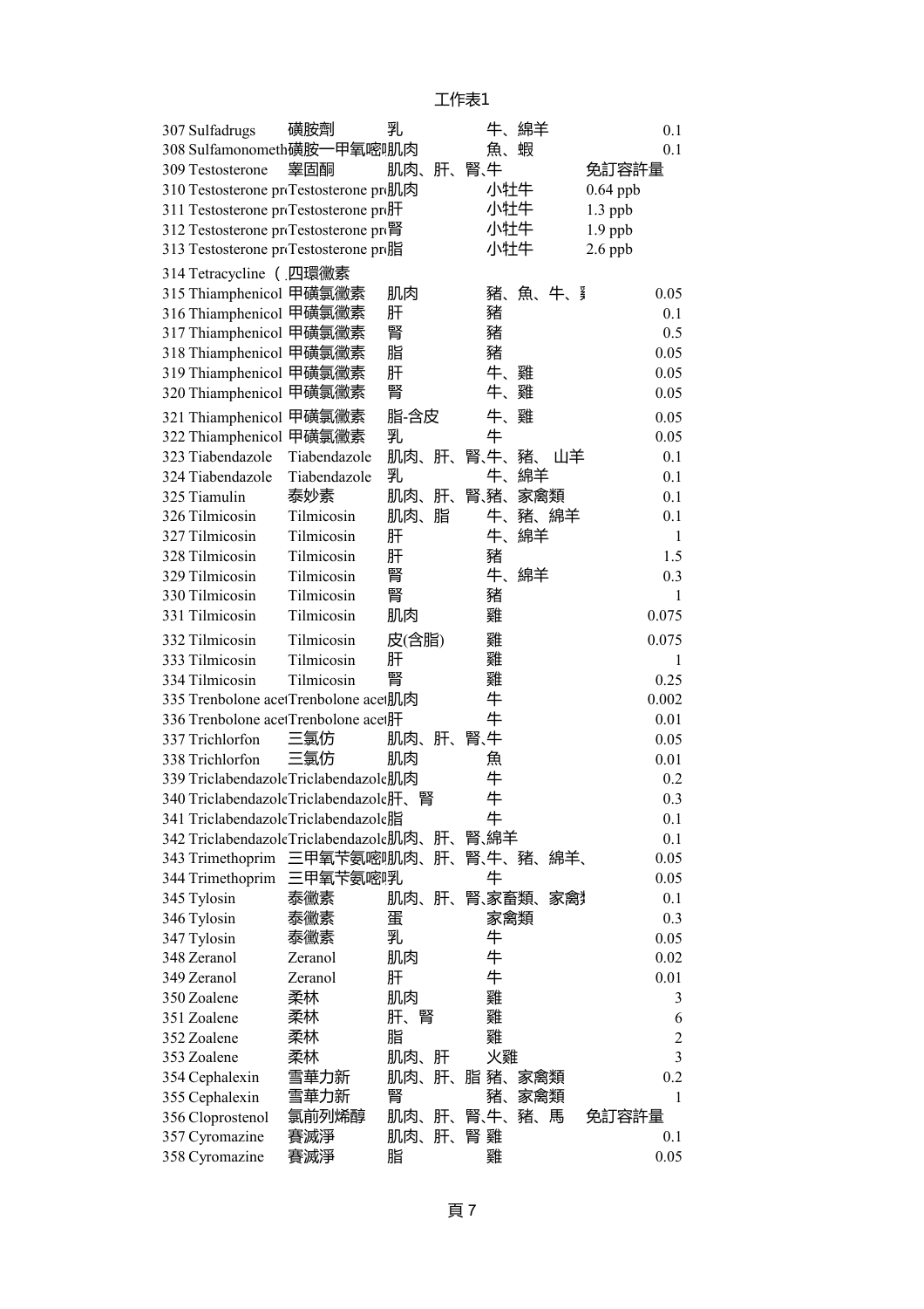| | | | | | |
|---|---|---|---|---|---|
| 307 | Sulfadrugs | 磺胺劑 | 乳 | 牛、綿羊 | 0.1 |
| 308 | Sulfamonometh | 磺胺一甲氧嘧 | 肌肉 | 魚、蝦 | 0.1 |
| 309 | Testosterone | 睪固酮 | 肌肉、肝、腎、 | 牛 | 免訂容許量 |
| 310 | Testosterone pr | Testosterone pr | 肌肉 | 小牡牛 | 0.64 ppb |
| 311 | Testosterone pr | Testosterone pr | 肝 | 小牡牛 | 1.3 ppb |
| 312 | Testosterone pr | Testosterone pr | 腎 | 小牡牛 | 1.9 ppb |
| 313 | Testosterone pr | Testosterone pr | 脂 | 小牡牛 | 2.6 ppb |
| 314 | Tetracycline（ | 四環黴素 | | | |
| 315 | Thiamphenicol | 甲磺氯黴素 | 肌肉 | 豬、魚、牛、 | 0.05 |
| 316 | Thiamphenicol | 甲磺氯黴素 | 肝 | 豬 | 0.1 |
| 317 | Thiamphenicol | 甲磺氯黴素 | 腎 | 豬 | 0.5 |
| 318 | Thiamphenicol | 甲磺氯黴素 | 脂 | 豬 | 0.05 |
| 319 | Thiamphenicol | 甲磺氯黴素 | 肝 | 牛、雞 | 0.05 |
| 320 | Thiamphenicol | 甲磺氯黴素 | 腎 | 牛、雞 | 0.05 |
| 321 | Thiamphenicol | 甲磺氯黴素 | 脂-含皮 | 牛、雞 | 0.05 |
| 322 | Thiamphenicol | 甲磺氯黴素 | 乳 | 牛 | 0.05 |
| 323 | Tiabendazole | Tiabendazole | 肌肉、肝、腎、 | 牛、豬、 山羊 | 0.1 |
| 324 | Tiabendazole | Tiabendazole | 乳 | 牛、綿羊 | 0.1 |
| 325 | Tiamulin | 泰妙素 | 肌肉、肝、腎、 | 豬、家禽類 | 0.1 |
| 326 | Tilmicosin | Tilmicosin | 肌肉、脂 | 牛、豬、綿羊 | 0.1 |
| 327 | Tilmicosin | Tilmicosin | 肝 | 牛、綿羊 | 1 |
| 328 | Tilmicosin | Tilmicosin | 肝 | 豬 | 1.5 |
| 329 | Tilmicosin | Tilmicosin | 腎 | 牛、綿羊 | 0.3 |
| 330 | Tilmicosin | Tilmicosin | 腎 | 豬 | 1 |
| 331 | Tilmicosin | Tilmicosin | 肌肉 | 雞 | 0.075 |
| 332 | Tilmicosin | Tilmicosin | 皮(含脂) | 雞 | 0.075 |
| 333 | Tilmicosin | Tilmicosin | 肝 | 雞 | 1 |
| 334 | Tilmicosin | Tilmicosin | 腎 | 雞 | 0.25 |
| 335 | Trenbolone ace | Trenbolone ace | 肌肉 | 牛 | 0.002 |
| 336 | Trenbolone ace | Trenbolone ace | 肝 | 牛 | 0.01 |
| 337 | Trichlorfon | 三氯仿 | 肌肉、肝、腎、 | 牛 | 0.05 |
| 338 | Trichlorfon | 三氯仿 | 肌肉 | 魚 | 0.01 |
| 339 | Triclabendazole | Triclabendazole | 肌肉 | 牛 | 0.2 |
| 340 | Triclabendazole | Triclabendazole | 肝、腎 | 牛 | 0.3 |
| 341 | Triclabendazole | Triclabendazole | 脂 | 牛 | 0.1 |
| 342 | Triclabendazole | Triclabendazole | 肌肉、肝、腎、 | 綿羊 | 0.1 |
| 343 | Trimethoprim | 三甲氧苄氨嘧 | 肌肉、肝、腎、 | 牛、豬、綿羊、 | 0.05 |
| 344 | Trimethoprim | 三甲氧苄氨嘧 | 乳 | 牛 | 0.05 |
| 345 | Tylosin | 泰黴素 | 肌肉、肝、腎、 | 家畜類、家禽 | 0.1 |
| 346 | Tylosin | 泰黴素 | 蛋 | 家禽類 | 0.3 |
| 347 | Tylosin | 泰黴素 | 乳 | 牛 | 0.05 |
| 348 | Zeranol | Zeranol | 肌肉 | 牛 | 0.02 |
| 349 | Zeranol | Zeranol | 肝 | 牛 | 0.01 |
| 350 | Zoalene | 柔林 | 肌肉 | 雞 | 3 |
| 351 | Zoalene | 柔林 | 肝、腎 | 雞 | 6 |
| 352 | Zoalene | 柔林 | 脂 | 雞 | 2 |
| 353 | Zoalene | 柔林 | 肌肉、肝 | 火雞 | 3 |
| 354 | Cephalexin | 雪華力新 | 肌肉、肝、脂 | 豬、家禽類 | 0.2 |
| 355 | Cephalexin | 雪華力新 | 腎 | 豬、家禽類 | 1 |
| 356 | Cloprostenol | 氯前列烯醇 | 肌肉、肝、腎、 | 牛、豬、馬 | 免訂容許量 |
| 357 | Cyromazine | 賽滅淨 | 肌肉、肝、腎 | 雞 | 0.1 |
| 358 | Cyromazine | 賽滅淨 | 脂 | 雞 | 0.05 |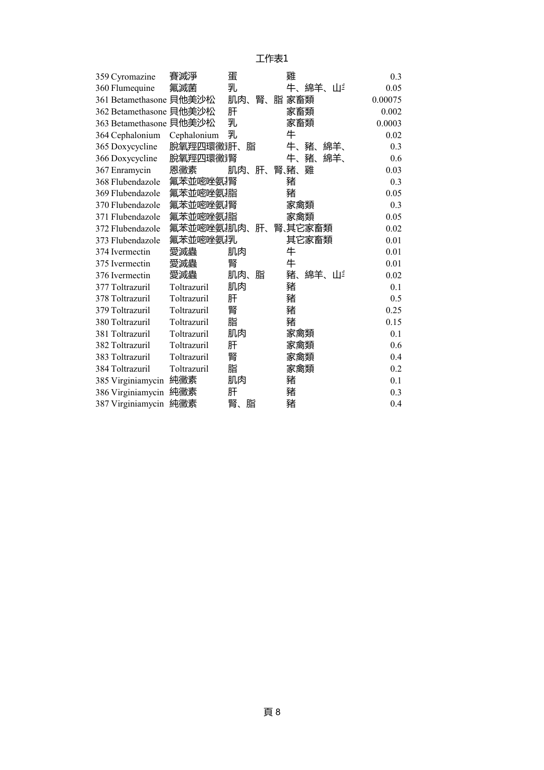工作表1

| | | | | | |
|---|---|---|---|---|---|
| 359 | Cyromazine | 賽滅淨 | 蛋 | 雞 | 0.3 |
| 360 | Flumequine | 氟滅菌 | 乳 | 牛、綿羊、山羊 | 0.05 |
| 361 | Betamethasone | 貝他美沙松 | 肌肉、腎、脂 | 家畜類 | 0.00075 |
| 362 | Betamethasone | 貝他美沙松 | 肝 | 家畜類 | 0.002 |
| 363 | Betamethasone | 貝他美沙松 | 乳 | 家畜類 | 0.0003 |
| 364 | Cephalonium | Cephalonium | 乳 | 牛 | 0.02 |
| 365 | Doxycycline | 脫氧羥四環黴素 | 肝、脂 | 牛、豬、綿羊、 | 0.3 |
| 366 | Doxycycline | 脫氧羥四環黴素 | 腎 | 牛、豬、綿羊、 | 0.6 |
| 367 | Enramycin | 恩黴素 | 肌肉、肝、腎、 | 豬、雞 | 0.03 |
| 368 | Flubendazole | 氟苯並嘧唑氨基 | 腎 | 豬 | 0.3 |
| 369 | Flubendazole | 氟苯並嘧唑氨基 | 脂 | 豬 | 0.05 |
| 370 | Flubendazole | 氟苯並嘧唑氨基 | 腎 | 家禽類 | 0.3 |
| 371 | Flubendazole | 氟苯並嘧唑氨基 | 脂 | 家禽類 | 0.05 |
| 372 | Flubendazole | 氟苯並嘧唑氨基 | 肌肉、肝、腎、 | 其它家畜類 | 0.02 |
| 373 | Flubendazole | 氟苯並嘧唑氨基 | 乳 | 其它家畜類 | 0.01 |
| 374 | Ivermectin | 愛滅蟲 | 肌肉 | 牛 | 0.01 |
| 375 | Ivermectin | 愛滅蟲 | 腎 | 牛 | 0.01 |
| 376 | Ivermectin | 愛滅蟲 | 肌肉、脂 | 豬、綿羊、山羊 | 0.02 |
| 377 | Toltrazuril | Toltrazuril | 肌肉 | 豬 | 0.1 |
| 378 | Toltrazuril | Toltrazuril | 肝 | 豬 | 0.5 |
| 379 | Toltrazuril | Toltrazuril | 腎 | 豬 | 0.25 |
| 380 | Toltrazuril | Toltrazuril | 脂 | 豬 | 0.15 |
| 381 | Toltrazuril | Toltrazuril | 肌肉 | 家禽類 | 0.1 |
| 382 | Toltrazuril | Toltrazuril | 肝 | 家禽類 | 0.6 |
| 383 | Toltrazuril | Toltrazuril | 腎 | 家禽類 | 0.4 |
| 384 | Toltrazuril | Toltrazuril | 脂 | 家禽類 | 0.2 |
| 385 | Virginiamycin | 純黴素 | 肌肉 | 豬 | 0.1 |
| 386 | Virginiamycin | 純黴素 | 肝 | 豬 | 0.3 |
| 387 | Virginiamycin | 純黴素 | 腎、脂 | 豬 | 0.4 |